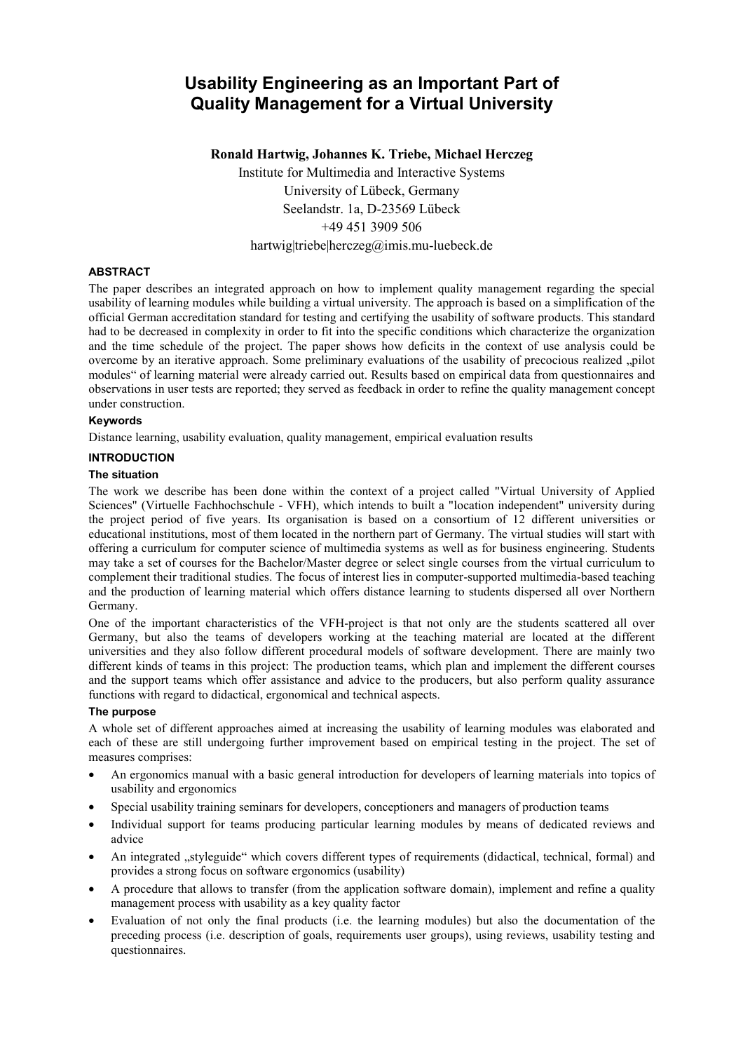# Usability Engineering as an Important Part of Quality Management for a Virtual University

**Ronald Hartwig, Johannes K. Triebe, Michael Herczeg**

Institute for Multimedia and Interactive Systems
University of Lübeck, Germany
Seelandstr. 1a, D-23569 Lübeck
+49 451 3909 506
hartwig|triebe|herczeg@imis.mu-luebeck.de

## ABSTRACT

The paper describes an integrated approach on how to implement quality management regarding the special usability of learning modules while building a virtual university. The approach is based on a simplification of the official German accreditation standard for testing and certifying the usability of software products. This standard had to be decreased in complexity in order to fit into the specific conditions which characterize the organization and the time schedule of the project. The paper shows how deficits in the context of use analysis could be overcome by an iterative approach. Some preliminary evaluations of the usability of precocious realized „pilot modules" of learning material were already carried out. Results based on empirical data from questionnaires and observations in user tests are reported; they served as feedback in order to refine the quality management concept under construction.

### Keywords

Distance learning, usability evaluation, quality management, empirical evaluation results

## INTRODUCTION

### The situation

The work we describe has been done within the context of a project called "Virtual University of Applied Sciences" (Virtuelle Fachhochschule - VFH), which intends to built a "location independent" university during the project period of five years. Its organisation is based on a consortium of 12 different universities or educational institutions, most of them located in the northern part of Germany. The virtual studies will start with offering a curriculum for computer science of multimedia systems as well as for business engineering. Students may take a set of courses for the Bachelor/Master degree or select single courses from the virtual curriculum to complement their traditional studies. The focus of interest lies in computer-supported multimedia-based teaching and the production of learning material which offers distance learning to students dispersed all over Northern Germany.

One of the important characteristics of the VFH-project is that not only are the students scattered all over Germany, but also the teams of developers working at the teaching material are located at the different universities and they also follow different procedural models of software development. There are mainly two different kinds of teams in this project: The production teams, which plan and implement the different courses and the support teams which offer assistance and advice to the producers, but also perform quality assurance functions with regard to didactical, ergonomical and technical aspects.

### The purpose

A whole set of different approaches aimed at increasing the usability of learning modules was elaborated and each of these are still undergoing further improvement based on empirical testing in the project. The set of measures comprises:

- An ergonomics manual with a basic general introduction for developers of learning materials into topics of usability and ergonomics
- Special usability training seminars for developers, conceptioners and managers of production teams
- Individual support for teams producing particular learning modules by means of dedicated reviews and advice
- An integrated „styleguide" which covers different types of requirements (didactical, technical, formal) and provides a strong focus on software ergonomics (usability)
- A procedure that allows to transfer (from the application software domain), implement and refine a quality management process with usability as a key quality factor
- Evaluation of not only the final products (i.e. the learning modules) but also the documentation of the preceding process (i.e. description of goals, requirements user groups), using reviews, usability testing and questionnaires.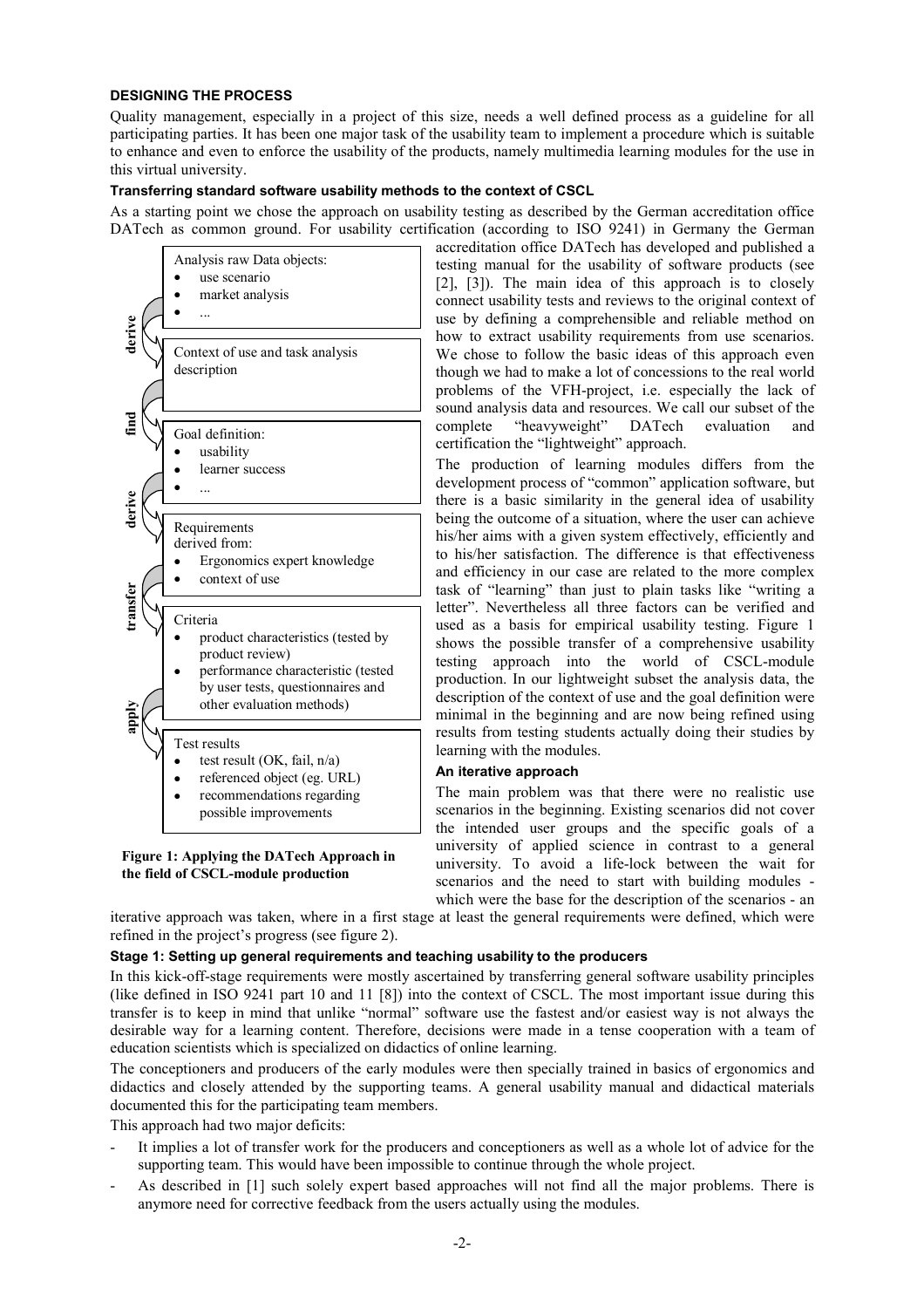## DESIGNING THE PROCESS

Quality management, especially in a project of this size, needs a well defined process as a guideline for all participating parties. It has been one major task of the usability team to implement a procedure which is suitable to enhance and even to enforce the usability of the products, namely multimedia learning modules for the use in this virtual university.

### Transferring standard software usability methods to the context of CSCL

As a starting point we chose the approach on usability testing as described by the German accreditation office DATech as common ground. For usability certification (according to ISO 9241) in Germany the German accreditation office DATech has developed and published a testing manual for the usability of software products (see [2], [3]). The main idea of this approach is to closely connect usability tests and reviews to the original context of use by defining a comprehensible and reliable method on how to extract usability requirements from use scenarios. We chose to follow the basic ideas of this approach even though we had to make a lot of concessions to the real world problems of the VFH-project, i.e. especially the lack of sound analysis data and resources. We call our subset of the complete "heavyweight" DATech evaluation and certification the "lightweight" approach.

Analysis raw Data objects:
- use scenario
- market analysis
- ...

**derive**

Context of use and task analysis description

**find**

Goal definition:
- usability
- learner success
- ...

**derive**

Requirements derived from:
- Ergonomics expert knowledge
- context of use

**transfer**

Criteria
- product characteristics (tested by product review)
- performance characteristic (tested by user tests, questionnaires and other evaluation methods)

**apply**

Test results
- test result (OK, fail, n/a)
- referenced object (eg. URL)
- recommendations regarding possible improvements

**Figure 1: Applying the DATech Approach in the field of CSCL-module production**

The production of learning modules differs from the development process of "common" application software, but there is a basic similarity in the general idea of usability being the outcome of a situation, where the user can achieve his/her aims with a given system effectively, efficiently and to his/her satisfaction. The difference is that effectiveness and efficiency in our case are related to the more complex task of "learning" than just to plain tasks like "writing a letter". Nevertheless all three factors can be verified and used as a basis for empirical usability testing. Figure 1 shows the possible transfer of a comprehensive usability testing approach into the world of CSCL-module production. In our lightweight subset the analysis data, the description of the context of use and the goal definition were minimal in the beginning and are now being refined using results from testing students actually doing their studies by learning with the modules.

### An iterative approach

The main problem was that there were no realistic use scenarios in the beginning. Existing scenarios did not cover the intended user groups and the specific goals of a university of applied science in contrast to a general university. To avoid a life-lock between the wait for scenarios and the need to start with building modules - which were the base for the description of the scenarios - an iterative approach was taken, where in a first stage at least the general requirements were defined, which were refined in the project's progress (see figure 2).

### Stage 1: Setting up general requirements and teaching usability to the producers

In this kick-off-stage requirements were mostly ascertained by transferring general software usability principles (like defined in ISO 9241 part 10 and 11 [8]) into the context of CSCL. The most important issue during this transfer is to keep in mind that unlike "normal" software use the fastest and/or easiest way is not always the desirable way for a learning content. Therefore, decisions were made in a tense cooperation with a team of education scientists which is specialized on didactics of online learning.

The conceptioners and producers of the early modules were then specially trained in basics of ergonomics and didactics and closely attended by the supporting teams. A general usability manual and didactical materials documented this for the participating team members.

This approach had two major deficits:

- It implies a lot of transfer work for the producers and conceptioners as well as a whole lot of advice for the supporting team. This would have been impossible to continue through the whole project.
- As described in [1] such solely expert based approaches will not find all the major problems. There is anymore need for corrective feedback from the users actually using the modules.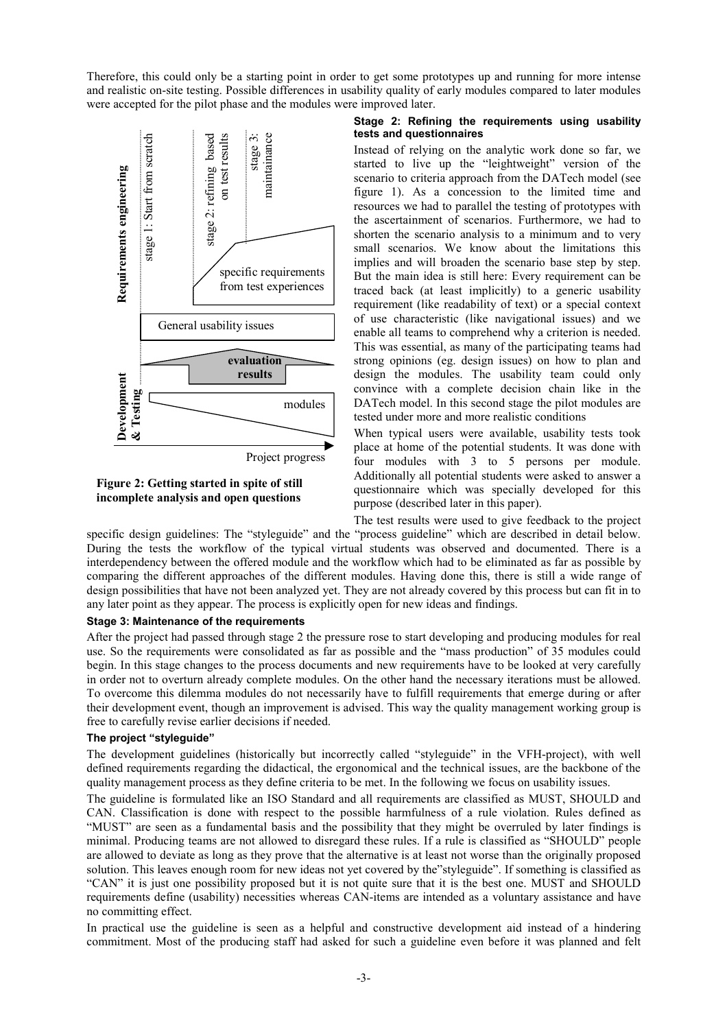Therefore, this could only be a starting point in order to get some prototypes up and running for more intense and realistic on-site testing. Possible differences in usability quality of early modules compared to later modules were accepted for the pilot phase and the modules were improved later.

**Figure 2: Getting started in spite of still incomplete analysis and open questions**

#### Stage 2: Refining the requirements using usability tests and questionnaires

Instead of relying on the analytic work done so far, we started to live up the "leightweight" version of the scenario to criteria approach from the DATech model (see figure 1). As a concession to the limited time and resources we had to parallel the testing of prototypes with the ascertainment of scenarios. Furthermore, we had to shorten the scenario analysis to a minimum and to very small scenarios. We know about the limitations this implies and will broaden the scenario base step by step. But the main idea is still here: Every requirement can be traced back (at least implicitly) to a generic usability requirement (like readability of text) or a special context of use characteristic (like navigational issues) and we enable all teams to comprehend why a criterion is needed. This was essential, as many of the participating teams had strong opinions (eg. design issues) on how to plan and design the modules. The usability team could only convince with a complete decision chain like in the DATech model. In this second stage the pilot modules are tested under more and more realistic conditions

When typical users were available, usability tests took place at home of the potential students. It was done with four modules with 3 to 5 persons per module. Additionally all potential students were asked to answer a questionnaire which was specially developed for this purpose (described later in this paper).

The test results were used to give feedback to the project specific design guidelines: The "styleguide" and the "process guideline" which are described in detail below. During the tests the workflow of the typical virtual students was observed and documented. There is a interdependency between the offered module and the workflow which had to be eliminated as far as possible by comparing the different approaches of the different modules. Having done this, there is still a wide range of design possibilities that have not been analyzed yet. They are not already covered by this process but can fit in to any later point as they appear. The process is explicitly open for new ideas and findings.

#### Stage 3: Maintenance of the requirements

After the project had passed through stage 2 the pressure rose to start developing and producing modules for real use. So the requirements were consolidated as far as possible and the "mass production" of 35 modules could begin. In this stage changes to the process documents and new requirements have to be looked at very carefully in order not to overturn already complete modules. On the other hand the necessary iterations must be allowed. To overcome this dilemma modules do not necessarily have to fulfill requirements that emerge during or after their development event, though an improvement is advised. This way the quality management working group is free to carefully revise earlier decisions if needed.

#### The project "styleguide"

The development guidelines (historically but incorrectly called "styleguide" in the VFH-project), with well defined requirements regarding the didactical, the ergonomical and the technical issues, are the backbone of the quality management process as they define criteria to be met. In the following we focus on usability issues.

The guideline is formulated like an ISO Standard and all requirements are classified as MUST, SHOULD and CAN. Classification is done with respect to the possible harmfulness of a rule violation. Rules defined as "MUST" are seen as a fundamental basis and the possibility that they might be overruled by later findings is minimal. Producing teams are not allowed to disregard these rules. If a rule is classified as "SHOULD" people are allowed to deviate as long as they prove that the alternative is at least not worse than the originally proposed solution. This leaves enough room for new ideas not yet covered by the"styleguide". If something is classified as "CAN" it is just one possibility proposed but it is not quite sure that it is the best one. MUST and SHOULD requirements define (usability) necessities whereas CAN-items are intended as a voluntary assistance and have no committing effect.

In practical use the guideline is seen as a helpful and constructive development aid instead of a hindering commitment. Most of the producing staff had asked for such a guideline even before it was planned and felt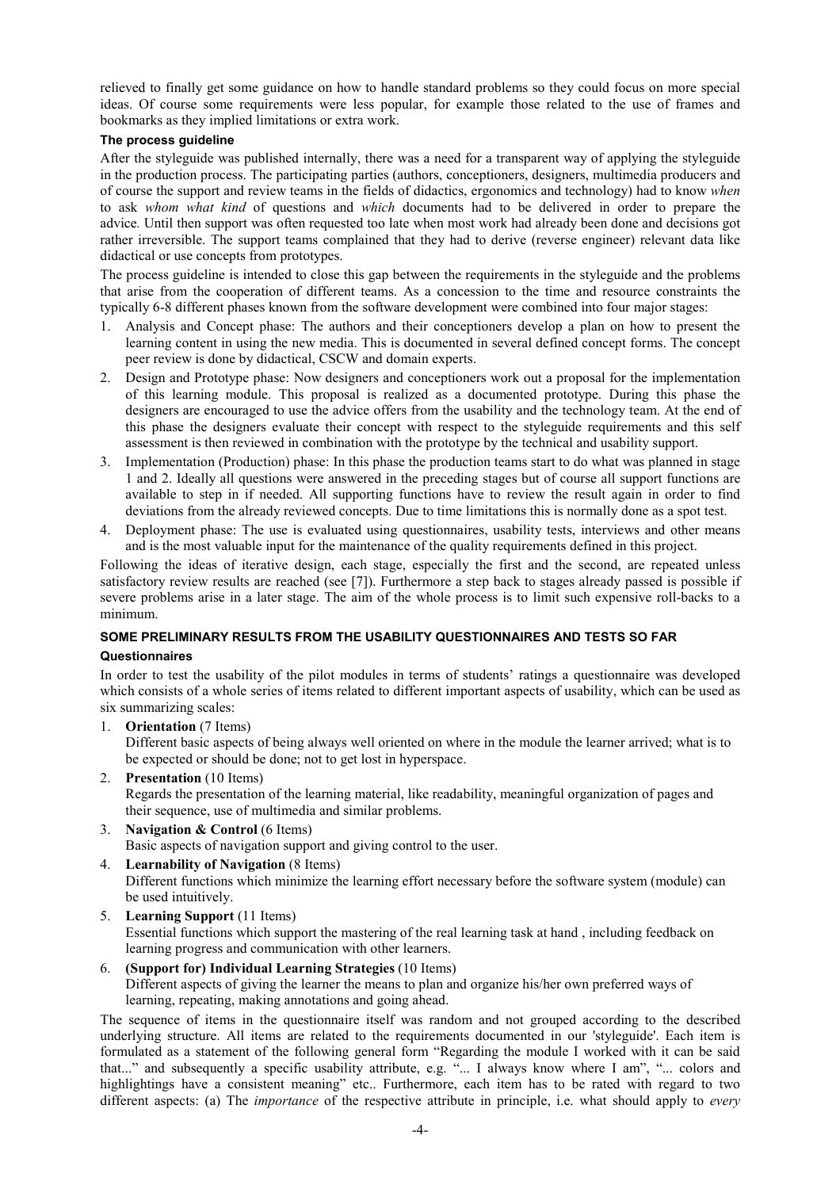relieved to finally get some guidance on how to handle standard problems so they could focus on more special ideas. Of course some requirements were less popular, for example those related to the use of frames and bookmarks as they implied limitations or extra work.

### The process guideline

After the styleguide was published internally, there was a need for a transparent way of applying the styleguide in the production process. The participating parties (authors, conceptioners, designers, multimedia producers and of course the support and review teams in the fields of didactics, ergonomics and technology) had to know *when* to ask *whom what kind* of questions and *which* documents had to be delivered in order to prepare the advice. Until then support was often requested too late when most work had already been done and decisions got rather irreversible. The support teams complained that they had to derive (reverse engineer) relevant data like didactical or use concepts from prototypes.

The process guideline is intended to close this gap between the requirements in the styleguide and the problems that arise from the cooperation of different teams. As a concession to the time and resource constraints the typically 6-8 different phases known from the software development were combined into four major stages:

1. Analysis and Concept phase: The authors and their conceptioners develop a plan on how to present the learning content in using the new media. This is documented in several defined concept forms. The concept peer review is done by didactical, CSCW and domain experts.
2. Design and Prototype phase: Now designers and conceptioners work out a proposal for the implementation of this learning module. This proposal is realized as a documented prototype. During this phase the designers are encouraged to use the advice offers from the usability and the technology team. At the end of this phase the designers evaluate their concept with respect to the styleguide requirements and this self assessment is then reviewed in combination with the prototype by the technical and usability support.
3. Implementation (Production) phase: In this phase the production teams start to do what was planned in stage 1 and 2. Ideally all questions were answered in the preceding stages but of course all support functions are available to step in if needed. All supporting functions have to review the result again in order to find deviations from the already reviewed concepts. Due to time limitations this is normally done as a spot test.
4. Deployment phase: The use is evaluated using questionnaires, usability tests, interviews and other means and is the most valuable input for the maintenance of the quality requirements defined in this project.

Following the ideas of iterative design, each stage, especially the first and the second, are repeated unless satisfactory review results are reached (see [7]). Furthermore a step back to stages already passed is possible if severe problems arise in a later stage. The aim of the whole process is to limit such expensive roll-backs to a minimum.

## SOME PRELIMINARY RESULTS FROM THE USABILITY QUESTIONNAIRES AND TESTS SO FAR

### Questionnaires

In order to test the usability of the pilot modules in terms of students' ratings a questionnaire was developed which consists of a whole series of items related to different important aspects of usability, which can be used as six summarizing scales:

1. **Orientation** (7 Items)
   Different basic aspects of being always well oriented on where in the module the learner arrived; what is to be expected or should be done; not to get lost in hyperspace.
2. **Presentation** (10 Items)
   Regards the presentation of the learning material, like readability, meaningful organization of pages and their sequence, use of multimedia and similar problems.
3. **Navigation & Control** (6 Items)
   Basic aspects of navigation support and giving control to the user.
4. **Learnability of Navigation** (8 Items)
   Different functions which minimize the learning effort necessary before the software system (module) can be used intuitively.
5. **Learning Support** (11 Items)
   Essential functions which support the mastering of the real learning task at hand , including feedback on learning progress and communication with other learners.
6. **(Support for) Individual Learning Strategies** (10 Items)
   Different aspects of giving the learner the means to plan and organize his/her own preferred ways of learning, repeating, making annotations and going ahead.

The sequence of items in the questionnaire itself was random and not grouped according to the described underlying structure. All items are related to the requirements documented in our 'styleguide'. Each item is formulated as a statement of the following general form "Regarding the module I worked with it can be said that..." and subsequently a specific usability attribute, e.g. "... I always know where I am", "... colors and highlightings have a consistent meaning" etc.. Furthermore, each item has to be rated with regard to two different aspects: (a) The *importance* of the respective attribute in principle, i.e. what should apply to *every*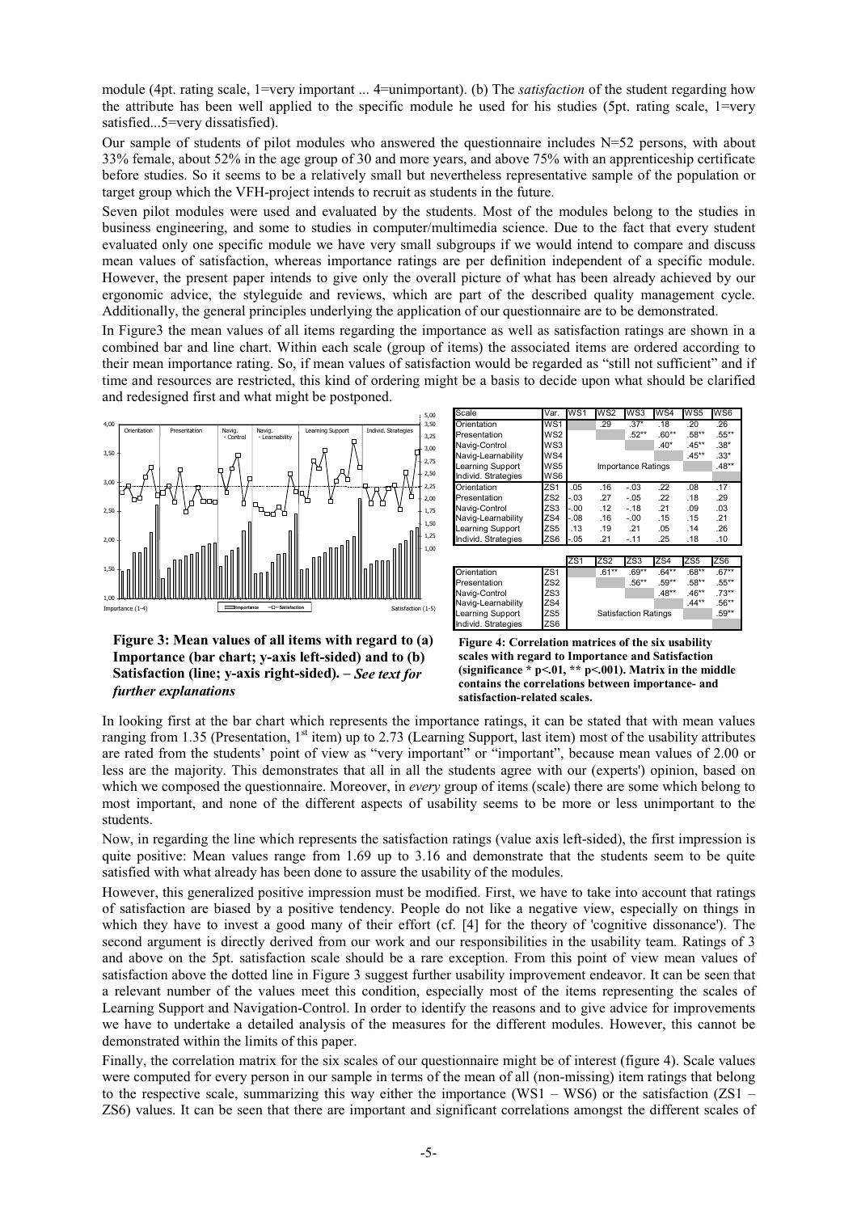module (4pt. rating scale, 1=very important ... 4=unimportant). (b) The *satisfaction* of the student regarding how the attribute has been well applied to the specific module he used for his studies (5pt. rating scale, 1=very satisfied...5=very dissatisfied).

Our sample of students of pilot modules who answered the questionnaire includes N=52 persons, with about 33% female, about 52% in the age group of 30 and more years, and above 75% with an apprenticeship certificate before studies. So it seems to be a relatively small but nevertheless representative sample of the population or target group which the VFH-project intends to recruit as students in the future.

Seven pilot modules were used and evaluated by the students. Most of the modules belong to the studies in business engineering, and some to studies in computer/multimedia science. Due to the fact that every student evaluated only one specific module we have very small subgroups if we would intend to compare and discuss mean values of satisfaction, whereas importance ratings are per definition independent of a specific module. However, the present paper intends to give only the overall picture of what has been already achieved by our ergonomic advice, the styleguide and reviews, which are part of the described quality management cycle. Additionally, the general principles underlying the application of our questionnaire are to be demonstrated.

In Figure3 the mean values of all items regarding the importance as well as satisfaction ratings are shown in a combined bar and line chart. Within each scale (group of items) the associated items are ordered according to their mean importance rating. So, if mean values of satisfaction would be regarded as "still not sufficient" and if time and resources are restricted, this kind of ordering might be a basis to decide upon what should be clarified and redesigned first and what might be postponed.

**Figure 3: Mean values of all items with regard to (a) Importance (bar chart; y-axis left-sided) and to (b) Satisfaction (line; y-axis right-sided). –** ***See text for further explanations***

| Scale | Var. | WS1 | WS2 | WS3 | WS4 | WS5 | WS6 |
|---|---|---|---|---|---|---|---|
| Orientation | WS1 | | .29 | .37* | .18 | .20 | .26 |
| Presentation | WS2 | | | .52** | .60** | .58** | .55** |
| Navig-Control | WS3 | | | | .40* | .45** | .38* |
| Navig-Learnability | WS4 | | | | | .45** | .33* |
| Learning Support | WS5 | | Importance Ratings | | | | .48** |
| Individ. Strategies | WS6 | | | | | | |
| Orientation | ZS1 | .05 | .16 | -.03 | .22 | .08 | .17 |
| Presentation | ZS2 | -.03 | .27 | -.05 | .22 | .18 | .29 |
| Navig-Control | ZS3 | -.00 | .12 | -.18 | .21 | .09 | .03 |
| Navig-Learnability | ZS4 | -.08 | .16 | -.00 | .15 | .15 | .21 |
| Learning Support | ZS5 | .13 | .19 | .21 | .05 | .14 | .26 |
| Individ. Strategies | ZS6 | -.05 | .21 | -.11 | .25 | .18 | .10 |

| | | ZS1 | ZS2 | ZS3 | ZS4 | ZS5 | ZS6 |
|---|---|---|---|---|---|---|---|
| Orientation | ZS1 | | .61** | .69** | .64** | .68** | .67** |
| Presentation | ZS2 | | | .56** | .59** | .58** | .55** |
| Navig-Control | ZS3 | | | | .48** | .46** | .73** |
| Navig-Learnability | ZS4 | | | | | .44** | .56** |
| Learning Support | ZS5 | | Satisfaction Ratings | | | | .59** |
| Individ. Strategies | ZS6 | | | | | | |

**Figure 4: Correlation matrices of the six usability scales with regard to Importance and Satisfaction (significance * p<.01, ** p<.001). Matrix in the middle contains the correlations between importance- and satisfaction-related scales.**

In looking first at the bar chart which represents the importance ratings, it can be stated that with mean values ranging from 1.35 (Presentation, 1st item) up to 2.73 (Learning Support, last item) most of the usability attributes are rated from the students' point of view as "very important" or "important", because mean values of 2.00 or less are the majority. This demonstrates that all in all the students agree with our (experts') opinion, based on which we composed the questionnaire. Moreover, in *every* group of items (scale) there are some which belong to most important, and none of the different aspects of usability seems to be more or less unimportant to the students.

Now, in regarding the line which represents the satisfaction ratings (value axis left-sided), the first impression is quite positive: Mean values range from 1.69 up to 3.16 and demonstrate that the students seem to be quite satisfied with what already has been done to assure the usability of the modules.

However, this generalized positive impression must be modified. First, we have to take into account that ratings of satisfaction are biased by a positive tendency. People do not like a negative view, especially on things in which they have to invest a good many of their effort (cf. [4] for the theory of 'cognitive dissonance'). The second argument is directly derived from our work and our responsibilities in the usability team. Ratings of 3 and above on the 5pt. satisfaction scale should be a rare exception. From this point of view mean values of satisfaction above the dotted line in Figure 3 suggest further usability improvement endeavor. It can be seen that a relevant number of the values meet this condition, especially most of the items representing the scales of Learning Support and Navigation-Control. In order to identify the reasons and to give advice for improvements we have to undertake a detailed analysis of the measures for the different modules. However, this cannot be demonstrated within the limits of this paper.

Finally, the correlation matrix for the six scales of our questionnaire might be of interest (figure 4). Scale values were computed for every person in our sample in terms of the mean of all (non-missing) item ratings that belong to the respective scale, summarizing this way either the importance (WS1 – WS6) or the satisfaction (ZS1 – ZS6) values. It can be seen that there are important and significant correlations amongst the different scales of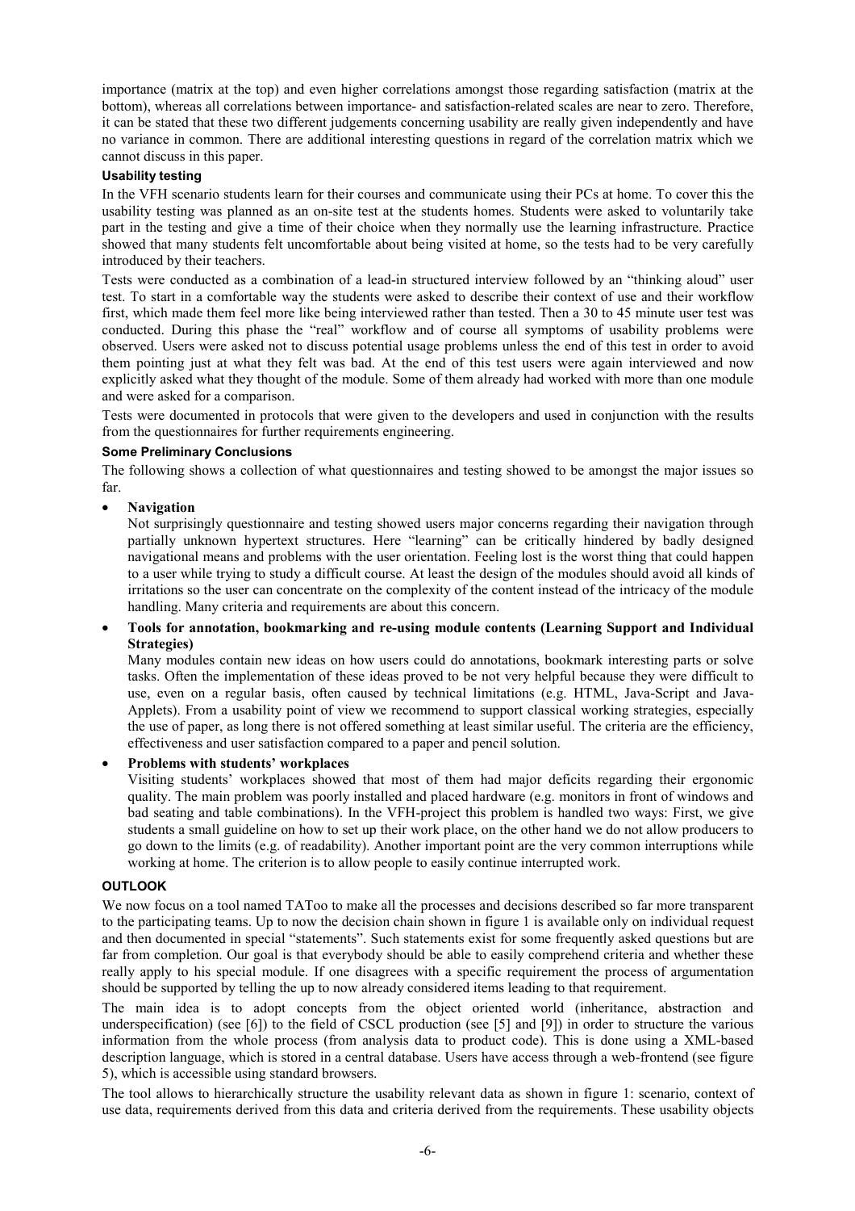importance (matrix at the top) and even higher correlations amongst those regarding satisfaction (matrix at the bottom), whereas all correlations between importance- and satisfaction-related scales are near to zero. Therefore, it can be stated that these two different judgements concerning usability are really given independently and have no variance in common. There are additional interesting questions in regard of the correlation matrix which we cannot discuss in this paper.

#### Usability testing

In the VFH scenario students learn for their courses and communicate using their PCs at home. To cover this the usability testing was planned as an on-site test at the students homes. Students were asked to voluntarily take part in the testing and give a time of their choice when they normally use the learning infrastructure. Practice showed that many students felt uncomfortable about being visited at home, so the tests had to be very carefully introduced by their teachers.

Tests were conducted as a combination of a lead-in structured interview followed by an "thinking aloud" user test. To start in a comfortable way the students were asked to describe their context of use and their workflow first, which made them feel more like being interviewed rather than tested. Then a 30 to 45 minute user test was conducted. During this phase the "real" workflow and of course all symptoms of usability problems were observed. Users were asked not to discuss potential usage problems unless the end of this test in order to avoid them pointing just at what they felt was bad. At the end of this test users were again interviewed and now explicitly asked what they thought of the module. Some of them already had worked with more than one module and were asked for a comparison.

Tests were documented in protocols that were given to the developers and used in conjunction with the results from the questionnaires for further requirements engineering.

#### Some Preliminary Conclusions

The following shows a collection of what questionnaires and testing showed to be amongst the major issues so far.

- **Navigation**
  Not surprisingly questionnaire and testing showed users major concerns regarding their navigation through partially unknown hypertext structures. Here "learning" can be critically hindered by badly designed navigational means and problems with the user orientation. Feeling lost is the worst thing that could happen to a user while trying to study a difficult course. At least the design of the modules should avoid all kinds of irritations so the user can concentrate on the complexity of the content instead of the intricacy of the module handling. Many criteria and requirements are about this concern.

- **Tools for annotation, bookmarking and re-using module contents (Learning Support and Individual Strategies)**
  Many modules contain new ideas on how users could do annotations, bookmark interesting parts or solve tasks. Often the implementation of these ideas proved to be not very helpful because they were difficult to use, even on a regular basis, often caused by technical limitations (e.g. HTML, Java-Script and Java-Applets). From a usability point of view we recommend to support classical working strategies, especially the use of paper, as long there is not offered something at least similar useful. The criteria are the efficiency, effectiveness and user satisfaction compared to a paper and pencil solution.

- **Problems with students' workplaces**
  Visiting students' workplaces showed that most of them had major deficits regarding their ergonomic quality. The main problem was poorly installed and placed hardware (e.g. monitors in front of windows and bad seating and table combinations). In the VFH-project this problem is handled two ways: First, we give students a small guideline on how to set up their work place, on the other hand we do not allow producers to go down to the limits (e.g. of readability). Another important point are the very common interruptions while working at home. The criterion is to allow people to easily continue interrupted work.

### OUTLOOK

We now focus on a tool named TATool to make all the processes and decisions described so far more transparent to the participating teams. Up to now the decision chain shown in figure 1 is available only on individual request and then documented in special "statements". Such statements exist for some frequently asked questions but are far from completion. Our goal is that everybody should be able to easily comprehend criteria and whether these really apply to his special module. If one disagrees with a specific requirement the process of argumentation should be supported by telling the up to now already considered items leading to that requirement.

The main idea is to adopt concepts from the object oriented world (inheritance, abstraction and underspecification) (see [6]) to the field of CSCL production (see [5] and [9]) in order to structure the various information from the whole process (from analysis data to product code). This is done using a XML-based description language, which is stored in a central database. Users have access through a web-frontend (see figure 5), which is accessible using standard browsers.

The tool allows to hierarchically structure the usability relevant data as shown in figure 1: scenario, context of use data, requirements derived from this data and criteria derived from the requirements. These usability objects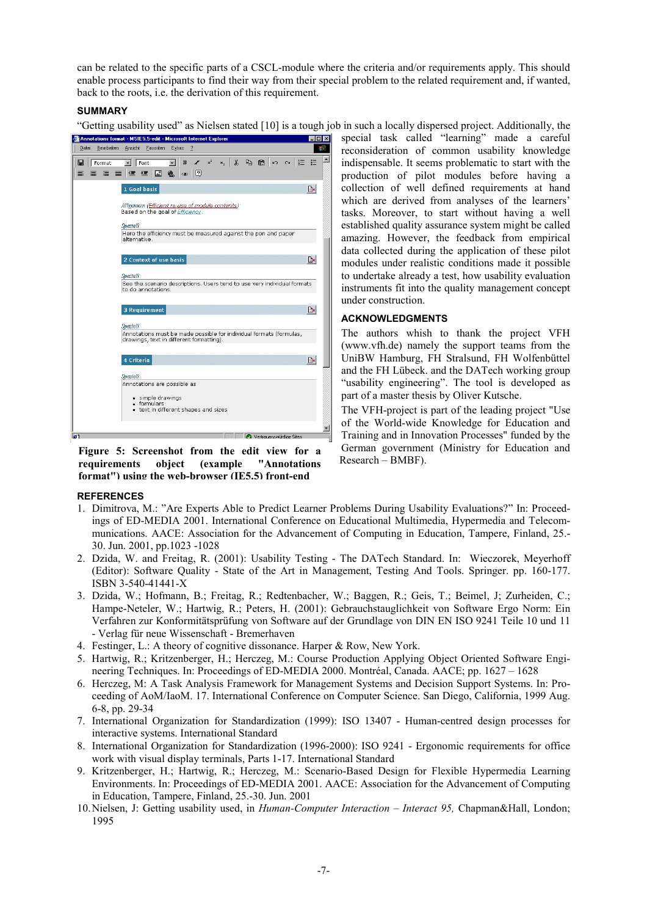can be related to the specific parts of a CSCL-module where the criteria and/or requirements apply. This should enable process participants to find their way from their special problem to the related requirement and, if wanted, back to the roots, i.e. the derivation of this requirement.

## SUMMARY

"Getting usability used" as Nielsen stated [10] is a tough job in such a locally dispersed project. Additionally, the special task called "learning" made a careful reconsideration of common usability knowledge indispensable. It seems problematic to start with the production of pilot modules before having a collection of well defined requirements at hand which are derived from analyses of the learners' tasks. Moreover, to start without having a well established quality assurance system might be called amazing. However, the feedback from empirical data collected during the application of these pilot modules under realistic conditions made it possible to undertake already a test, how usability evaluation instruments fit into the quality management concept under construction.

**Figure 5: Screenshot from the edit view for a requirements object (example "Annotations format") using the web-browser (IE5.5) front-end**

## ACKNOWLEDGMENTS

The authors whish to thank the project VFH (www.vfh.de) namely the support teams from the UniBW Hamburg, FH Stralsund, FH Wolfenbüttel and the FH Lübeck. and the DATech working group "usability engineering". The tool is developed as part of a master thesis by Oliver Kutsche.

The VFH-project is part of the leading project "Use of the World-wide Knowledge for Education and Training and in Innovation Processes" funded by the German government (Ministry for Education and Research – BMBF).

## REFERENCES

1. Dimitrova, M.: "Are Experts Able to Predict Learner Problems During Usability Evaluations?" In: Proceedings of ED-MEDIA 2001. International Conference on Educational Multimedia, Hypermedia and Telecommunications. AACE: Association for the Advancement of Computing in Education, Tampere, Finland, 25.-30. Jun. 2001, pp.1023 -1028
2. Dzida, W. and Freitag, R. (2001): Usability Testing - The DATech Standard. In: Wieczorek, Meyerhoff (Editor): Software Quality - State of the Art in Management, Testing And Tools. Springer. pp. 160-177. ISBN 3-540-41441-X
3. Dzida, W.; Hofmann, B.; Freitag, R.; Redtenbacher, W.; Baggen, R.; Geis, T.; Beimel, J; Zurheiden, C.; Hampe-Neteler, W.; Hartwig, R.; Peters, H. (2001): Gebrauchstauglichkeit von Software Ergo Norm: Ein Verfahren zur Konformitätsprüfung von Software auf der Grundlage von DIN EN ISO 9241 Teile 10 und 11 - Verlag für neue Wissenschaft - Bremerhaven
4. Festinger, L.: A theory of cognitive dissonance. Harper & Row, New York.
5. Hartwig, R.; Kritzenberger, H.; Herczeg, M.: Course Production Applying Object Oriented Software Engineering Techniques. In: Proceedings of ED-MEDIA 2000. Montréal, Canada. AACE; pp. 1627 – 1628
6. Herczeg, M: A Task Analysis Framework for Management Systems and Decision Support Systems. In: Proceeding of AoM/IaoM. 17. International Conference on Computer Science. San Diego, California, 1999 Aug. 6-8, pp. 29-34
7. International Organization for Standardization (1999): ISO 13407 - Human-centred design processes for interactive systems. International Standard
8. International Organization for Standardization (1996-2000): ISO 9241 - Ergonomic requirements for office work with visual display terminals, Parts 1-17. International Standard
9. Kritzenberger, H.; Hartwig, R.; Herczeg, M.: Scenario-Based Design for Flexible Hypermedia Learning Environments. In: Proceedings of ED-MEDIA 2001. AACE: Association for the Advancement of Computing in Education, Tampere, Finland, 25.-30. Jun. 2001
10. Nielsen, J: Getting usability used, in *Human-Computer Interaction – Interact 95,* Chapman&Hall, London; 1995